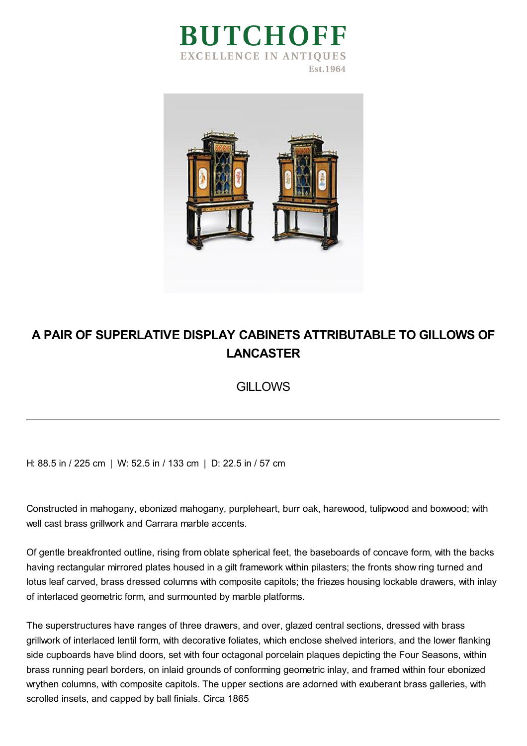BUTCHOFF

EXCELLENCE IN ANTIQUES

Est.1964

# A PAIR OF SUPERLATIVE DISPLAY CABINETS ATTRIBUTABLE TO GILLOWS OF LANCASTER

## GILLOWS

H: 88.5 in / 225 cm | W: 52.5 in / 133 cm | D: 22.5 in / 57 cm

Constructed in mahogany, ebonized mahogany, purpleheart, burr oak, harewood, tulipwood and boxwood; with well cast brass grillwork and Carrara marble accents.

Of gentle breakfronted outline, rising from oblate spherical feet, the baseboards of concave form, with the backs having rectangular mirrored plates housed in a gilt framework within pilasters; the fronts show ring turned and lotus leaf carved, brass dressed columns with composite capitols; the friezes housing lockable drawers, with inlay of interlaced geometric form, and surmounted by marble platforms.

The superstructures have ranges of three drawers, and over, glazed central sections, dressed with brass grillwork of interlaced lentil form, with decorative foliates, which enclose shelved interiors, and the lower flanking side cupboards have blind doors, set with four octagonal porcelain plaques depicting the Four Seasons, within brass running pearl borders, on inlaid grounds of conforming geometric inlay, and framed within four ebonized wrythen columns, with composite capitols. The upper sections are adorned with exuberant brass galleries, with scrolled insets, and capped by ball finials. Circa 1865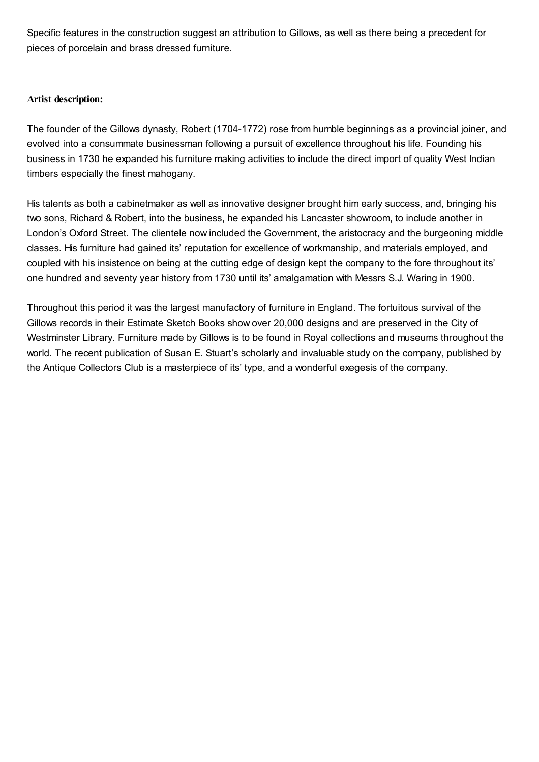Specific features in the construction suggest an attribution to Gillows, as well as there being a precedent for pieces of porcelain and brass dressed furniture.

**Artist description:**

The founder of the Gillows dynasty, Robert (1704-1772) rose from humble beginnings as a provincial joiner, and evolved into a consummate businessman following a pursuit of excellence throughout his life. Founding his business in 1730 he expanded his furniture making activities to include the direct import of quality West Indian timbers especially the finest mahogany.

His talents as both a cabinetmaker as well as innovative designer brought him early success, and, bringing his two sons, Richard & Robert, into the business, he expanded his Lancaster showroom, to include another in London's Oxford Street. The clientele now included the Government, the aristocracy and the burgeoning middle classes. His furniture had gained its' reputation for excellence of workmanship, and materials employed, and coupled with his insistence on being at the cutting edge of design kept the company to the fore throughout its' one hundred and seventy year history from 1730 until its' amalgamation with Messrs S.J. Waring in 1900.

Throughout this period it was the largest manufactory of furniture in England. The fortuitous survival of the Gillows records in their Estimate Sketch Books show over 20,000 designs and are preserved in the City of Westminster Library. Furniture made by Gillows is to be found in Royal collections and museums throughout the world. The recent publication of Susan E. Stuart's scholarly and invaluable study on the company, published by the Antique Collectors Club is a masterpiece of its' type, and a wonderful exegesis of the company.